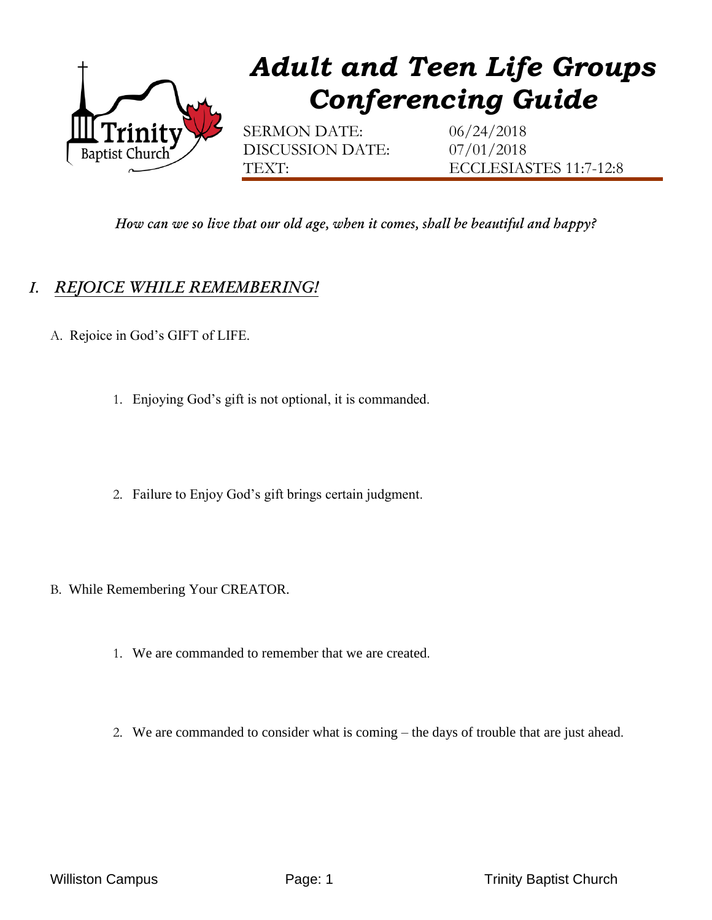# *Adult and Teen Life Groups Conferencing Guide*

SERMON DATE: 06/24/2018
DISCUSSION DATE: 07/01/2018
TEXT: ECCLESIASTES 11:7-12:8

*How can we so live that our old age, when it comes, shall be beautiful and happy?*

## *I. REJOICE WHILE REMEMBERING!*

A. Rejoice in God's GIFT of LIFE.

1. Enjoying God's gift is not optional, it is commanded.

2. Failure to Enjoy God's gift brings certain judgment.

B. While Remembering Your CREATOR.

1. We are commanded to remember that we are created.

2. We are commanded to consider what is coming – the days of trouble that are just ahead.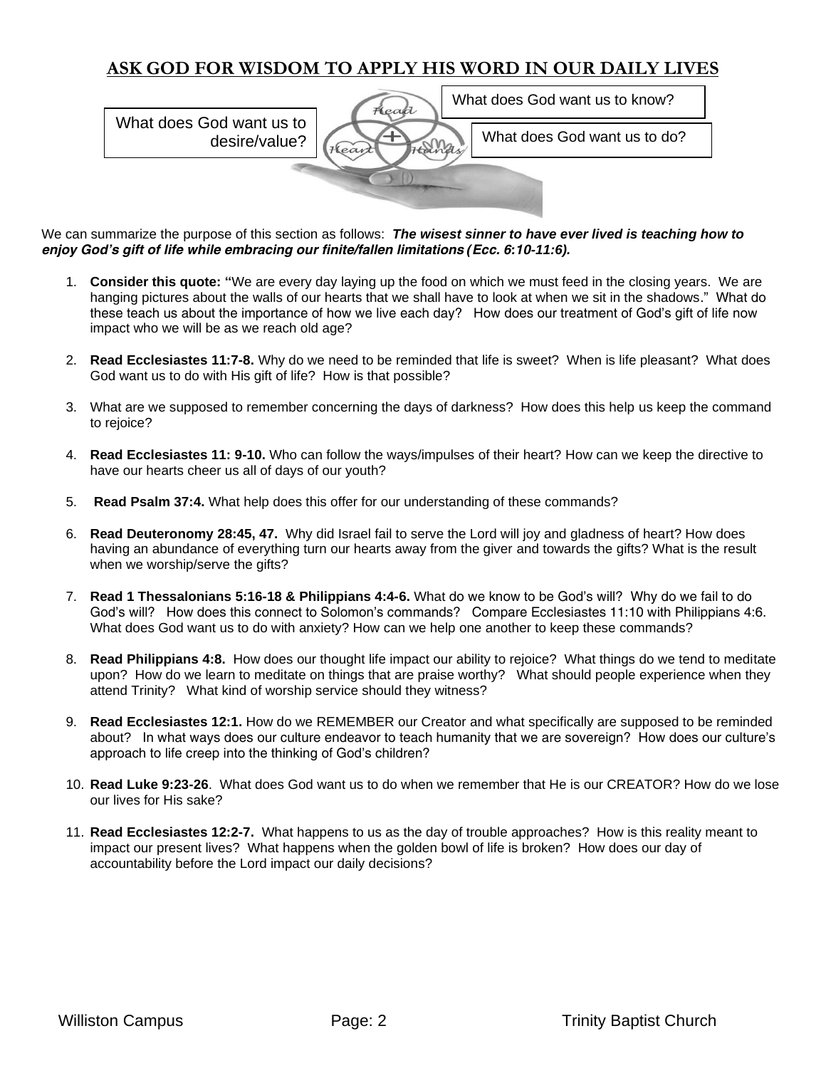## ASK GOD FOR WISDOM TO APPLY HIS WORD IN OUR DAILY LIVES

What does God want us to desire/value?

What does God want us to know?

What does God want us to do?

We can summarize the purpose of this section as follows: ***The wisest sinner to have ever lived is teaching how to enjoy God's gift of life while embracing our finite/fallen limitations (Ecc. 6:10-11:6).***

1. **Consider this quote: "**We are every day laying up the food on which we must feed in the closing years. We are hanging pictures about the walls of our hearts that we shall have to look at when we sit in the shadows." What do these teach us about the importance of how we live each day? How does our treatment of God's gift of life now impact who we will be as we reach old age?

2. **Read Ecclesiastes 11:7-8.** Why do we need to be reminded that life is sweet? When is life pleasant? What does God want us to do with His gift of life? How is that possible?

3. What are we supposed to remember concerning the days of darkness? How does this help us keep the command to rejoice?

4. **Read Ecclesiastes 11: 9-10.** Who can follow the ways/impulses of their heart? How can we keep the directive to have our hearts cheer us all of days of our youth?

5. **Read Psalm 37:4.** What help does this offer for our understanding of these commands?

6. **Read Deuteronomy 28:45, 47.** Why did Israel fail to serve the Lord will joy and gladness of heart? How does having an abundance of everything turn our hearts away from the giver and towards the gifts? What is the result when we worship/serve the gifts?

7. **Read 1 Thessalonians 5:16-18 & Philippians 4:4-6.** What do we know to be God's will? Why do we fail to do God's will? How does this connect to Solomon's commands? Compare Ecclesiastes 11:10 with Philippians 4:6. What does God want us to do with anxiety? How can we help one another to keep these commands?

8. **Read Philippians 4:8.** How does our thought life impact our ability to rejoice? What things do we tend to meditate upon? How do we learn to meditate on things that are praise worthy? What should people experience when they attend Trinity? What kind of worship service should they witness?

9. **Read Ecclesiastes 12:1.** How do we REMEMBER our Creator and what specifically are supposed to be reminded about? In what ways does our culture endeavor to teach humanity that we are sovereign? How does our culture's approach to life creep into the thinking of God's children?

10. **Read Luke 9:23-26**. What does God want us to do when we remember that He is our CREATOR? How do we lose our lives for His sake?

11. **Read Ecclesiastes 12:2-7.** What happens to us as the day of trouble approaches? How is this reality meant to impact our present lives? What happens when the golden bowl of life is broken? How does our day of accountability before the Lord impact our daily decisions?